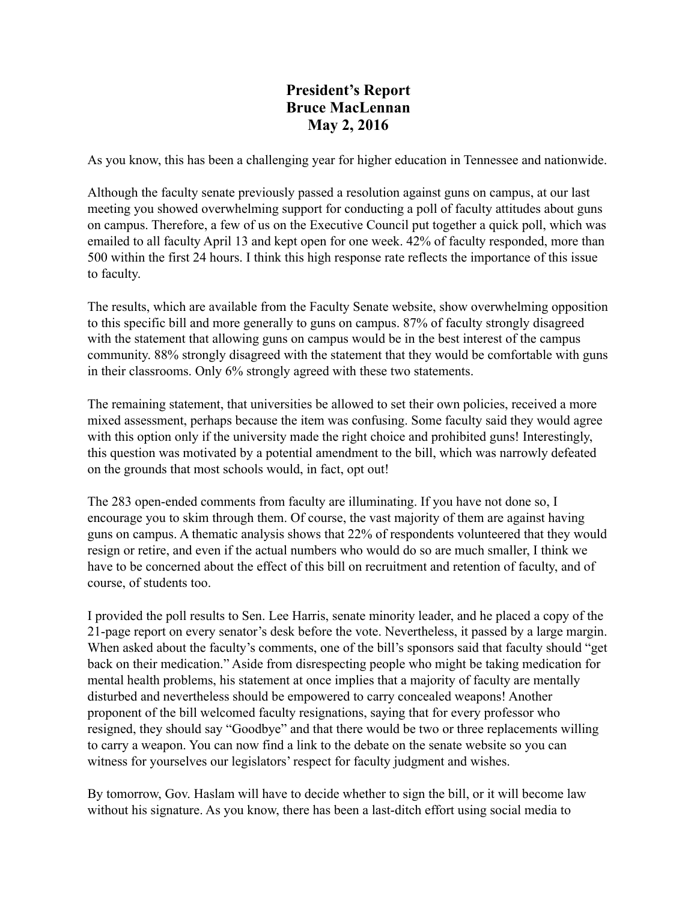# President's Report
# Bruce MacLennan
# May 2, 2016

As you know, this has been a challenging year for higher education in Tennessee and nationwide.

Although the faculty senate previously passed a resolution against guns on campus, at our last meeting you showed overwhelming support for conducting a poll of faculty attitudes about guns on campus. Therefore, a few of us on the Executive Council put together a quick poll, which was emailed to all faculty April 13 and kept open for one week. 42% of faculty responded, more than 500 within the first 24 hours. I think this high response rate reflects the importance of this issue to faculty.

The results, which are available from the Faculty Senate website, show overwhelming opposition to this specific bill and more generally to guns on campus. 87% of faculty strongly disagreed with the statement that allowing guns on campus would be in the best interest of the campus community. 88% strongly disagreed with the statement that they would be comfortable with guns in their classrooms. Only 6% strongly agreed with these two statements.

The remaining statement, that universities be allowed to set their own policies, received a more mixed assessment, perhaps because the item was confusing. Some faculty said they would agree with this option only if the university made the right choice and prohibited guns! Interestingly, this question was motivated by a potential amendment to the bill, which was narrowly defeated on the grounds that most schools would, in fact, opt out!

The 283 open-ended comments from faculty are illuminating. If you have not done so, I encourage you to skim through them. Of course, the vast majority of them are against having guns on campus. A thematic analysis shows that 22% of respondents volunteered that they would resign or retire, and even if the actual numbers who would do so are much smaller, I think we have to be concerned about the effect of this bill on recruitment and retention of faculty, and of course, of students too.

I provided the poll results to Sen. Lee Harris, senate minority leader, and he placed a copy of the 21-page report on every senator's desk before the vote. Nevertheless, it passed by a large margin. When asked about the faculty's comments, one of the bill's sponsors said that faculty should "get back on their medication." Aside from disrespecting people who might be taking medication for mental health problems, his statement at once implies that a majority of faculty are mentally disturbed and nevertheless should be empowered to carry concealed weapons! Another proponent of the bill welcomed faculty resignations, saying that for every professor who resigned, they should say "Goodbye" and that there would be two or three replacements willing to carry a weapon. You can now find a link to the debate on the senate website so you can witness for yourselves our legislators' respect for faculty judgment and wishes.

By tomorrow, Gov. Haslam will have to decide whether to sign the bill, or it will become law without his signature. As you know, there has been a last-ditch effort using social media to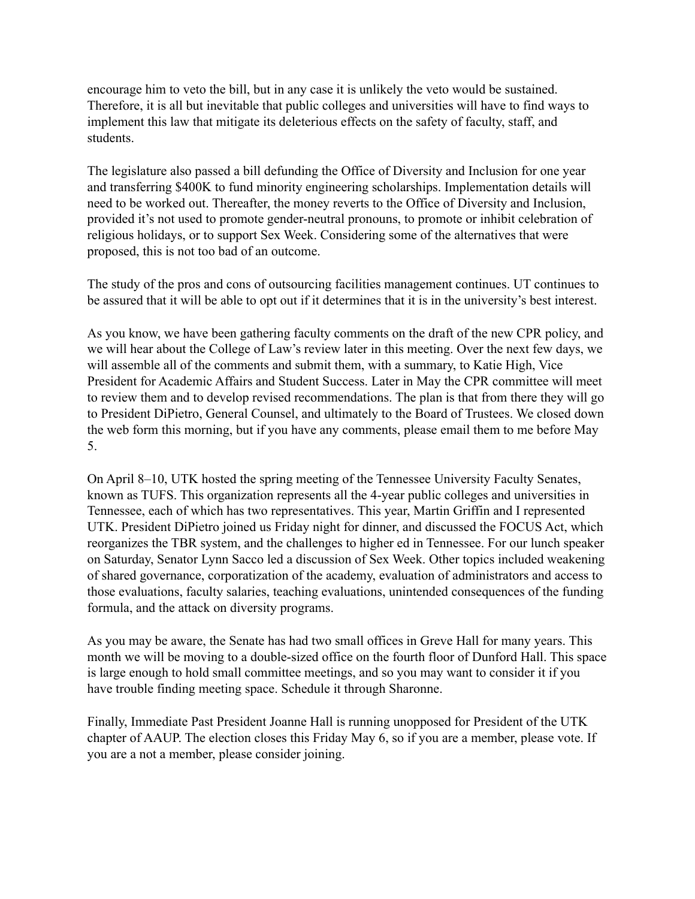encourage him to veto the bill, but in any case it is unlikely the veto would be sustained. Therefore, it is all but inevitable that public colleges and universities will have to find ways to implement this law that mitigate its deleterious effects on the safety of faculty, staff, and students.

The legislature also passed a bill defunding the Office of Diversity and Inclusion for one year and transferring $400K to fund minority engineering scholarships. Implementation details will need to be worked out. Thereafter, the money reverts to the Office of Diversity and Inclusion, provided it's not used to promote gender-neutral pronouns, to promote or inhibit celebration of religious holidays, or to support Sex Week. Considering some of the alternatives that were proposed, this is not too bad of an outcome.

The study of the pros and cons of outsourcing facilities management continues. UT continues to be assured that it will be able to opt out if it determines that it is in the university's best interest.

As you know, we have been gathering faculty comments on the draft of the new CPR policy, and we will hear about the College of Law's review later in this meeting. Over the next few days, we will assemble all of the comments and submit them, with a summary, to Katie High, Vice President for Academic Affairs and Student Success. Later in May the CPR committee will meet to review them and to develop revised recommendations. The plan is that from there they will go to President DiPietro, General Counsel, and ultimately to the Board of Trustees. We closed down the web form this morning, but if you have any comments, please email them to me before May 5.

On April 8–10, UTK hosted the spring meeting of the Tennessee University Faculty Senates, known as TUFS. This organization represents all the 4-year public colleges and universities in Tennessee, each of which has two representatives. This year, Martin Griffin and I represented UTK. President DiPietro joined us Friday night for dinner, and discussed the FOCUS Act, which reorganizes the TBR system, and the challenges to higher ed in Tennessee. For our lunch speaker on Saturday, Senator Lynn Sacco led a discussion of Sex Week. Other topics included weakening of shared governance, corporatization of the academy, evaluation of administrators and access to those evaluations, faculty salaries, teaching evaluations, unintended consequences of the funding formula, and the attack on diversity programs.

As you may be aware, the Senate has had two small offices in Greve Hall for many years. This month we will be moving to a double-sized office on the fourth floor of Dunford Hall. This space is large enough to hold small committee meetings, and so you may want to consider it if you have trouble finding meeting space. Schedule it through Sharonne.

Finally, Immediate Past President Joanne Hall is running unopposed for President of the UTK chapter of AAUP. The election closes this Friday May 6, so if you are a member, please vote. If you are a not a member, please consider joining.